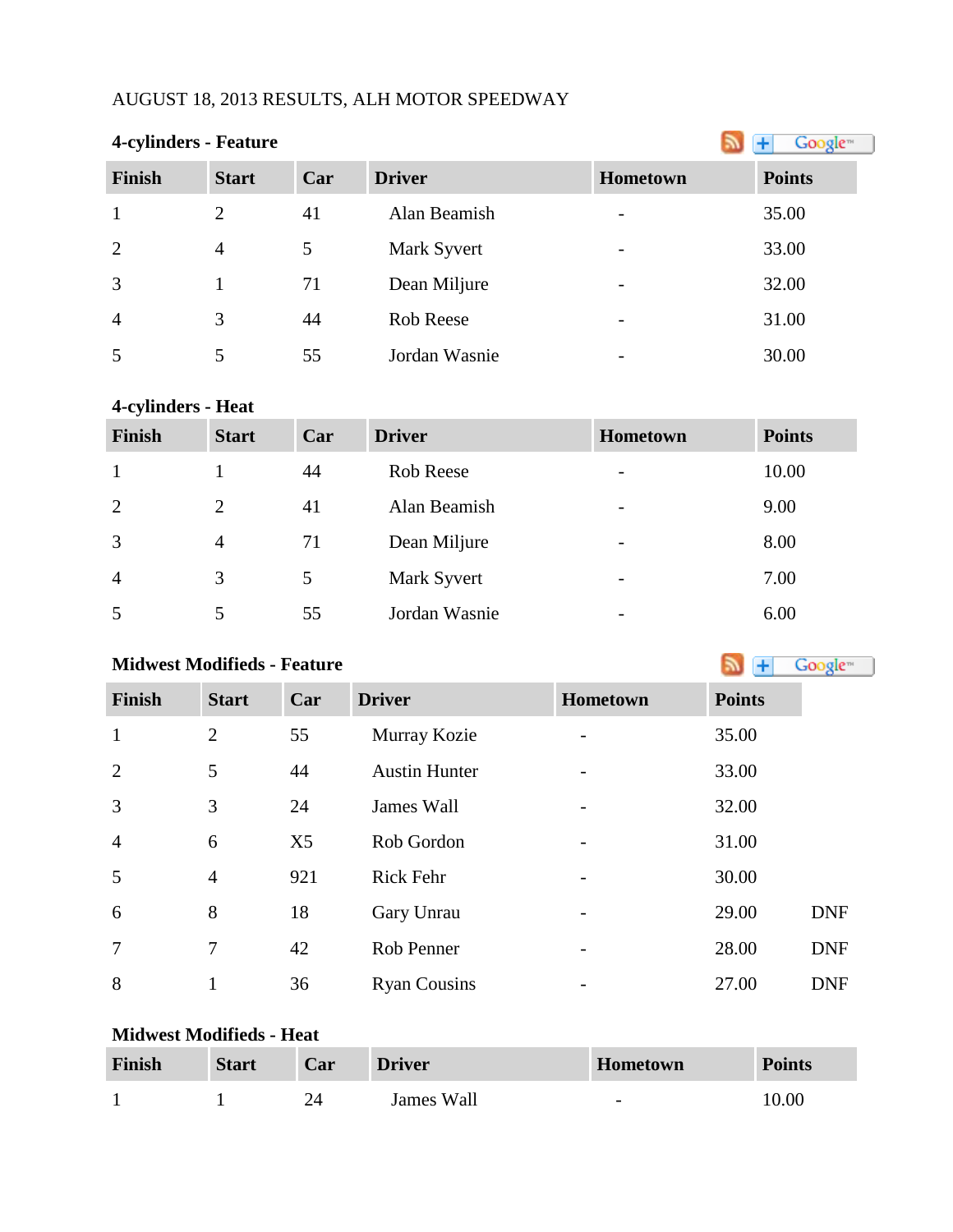AUGUST 18, 2013 RESULTS, ALH MOTOR SPEEDWAY

**4-cylinders - Feature**

| Finish | Start | Car | Driver | Hometown | Points |
|---|---|---|---|---|---|
| 1 | 2 | 41 | Alan Beamish | - | 35.00 |
| 2 | 4 | 5 | Mark Syvert | - | 33.00 |
| 3 | 1 | 71 | Dean Miljure | - | 32.00 |
| 4 | 3 | 44 | Rob Reese | - | 31.00 |
| 5 | 5 | 55 | Jordan Wasnie | - | 30.00 |

**4-cylinders - Heat**

| Finish | Start | Car | Driver | Hometown | Points |
|---|---|---|---|---|---|
| 1 | 1 | 44 | Rob Reese | - | 10.00 |
| 2 | 2 | 41 | Alan Beamish | - | 9.00 |
| 3 | 4 | 71 | Dean Miljure | - | 8.00 |
| 4 | 3 | 5 | Mark Syvert | - | 7.00 |
| 5 | 5 | 55 | Jordan Wasnie | - | 6.00 |

**Midwest Modifieds - Feature**

| Finish | Start | Car | Driver | Hometown | Points | |
|---|---|---|---|---|---|---|
| 1 | 2 | 55 | Murray Kozie | - | 35.00 | |
| 2 | 5 | 44 | Austin Hunter | - | 33.00 | |
| 3 | 3 | 24 | James Wall | - | 32.00 | |
| 4 | 6 | X5 | Rob Gordon | - | 31.00 | |
| 5 | 4 | 921 | Rick Fehr | - | 30.00 | |
| 6 | 8 | 18 | Gary Unrau | - | 29.00 | DNF |
| 7 | 7 | 42 | Rob Penner | - | 28.00 | DNF |
| 8 | 1 | 36 | Ryan Cousins | - | 27.00 | DNF |

**Midwest Modifieds - Heat**

| Finish | Start | Car | Driver | Hometown | Points |
|---|---|---|---|---|---|
| 1 | 1 | 24 | James Wall | - | 10.00 |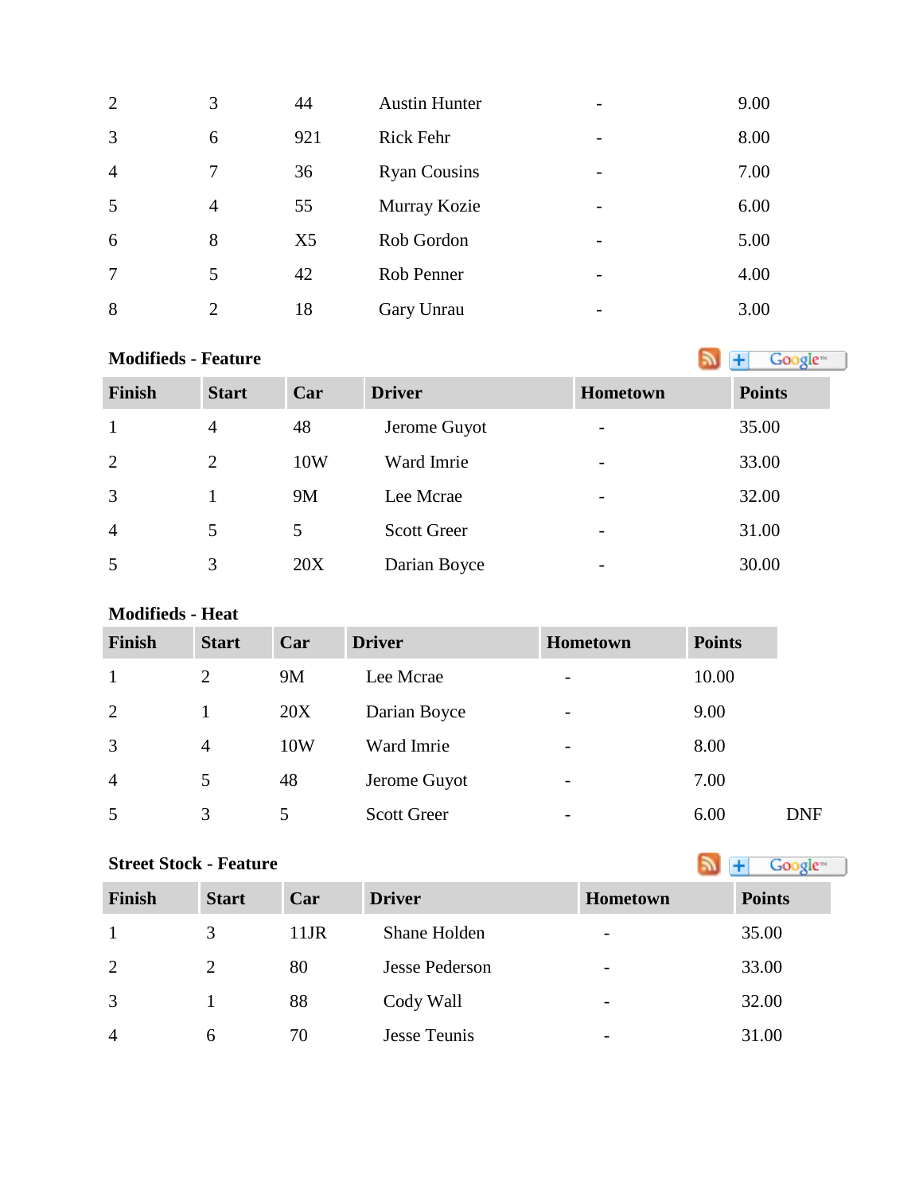| | | | | | |
|---|---|---|---|---|---|
| 2 | 3 | 44 | Austin Hunter | - | 9.00 |
| 3 | 6 | 921 | Rick Fehr | - | 8.00 |
| 4 | 7 | 36 | Ryan Cousins | - | 7.00 |
| 5 | 4 | 55 | Murray Kozie | - | 6.00 |
| 6 | 8 | X5 | Rob Gordon | - | 5.00 |
| 7 | 5 | 42 | Rob Penner | - | 4.00 |
| 8 | 2 | 18 | Gary Unrau | - | 3.00 |

**Modifieds - Feature**

| Finish | Start | Car | Driver | Hometown | Points |
|---|---|---|---|---|---|
| 1 | 4 | 48 | Jerome Guyot | - | 35.00 |
| 2 | 2 | 10W | Ward Imrie | - | 33.00 |
| 3 | 1 | 9M | Lee Mcrae | - | 32.00 |
| 4 | 5 | 5 | Scott Greer | - | 31.00 |
| 5 | 3 | 20X | Darian Boyce | - | 30.00 |

**Modifieds - Heat**

| Finish | Start | Car | Driver | Hometown | Points | |
|---|---|---|---|---|---|---|
| 1 | 2 | 9M | Lee Mcrae | - | 10.00 | |
| 2 | 1 | 20X | Darian Boyce | - | 9.00 | |
| 3 | 4 | 10W | Ward Imrie | - | 8.00 | |
| 4 | 5 | 48 | Jerome Guyot | - | 7.00 | |
| 5 | 3 | 5 | Scott Greer | - | 6.00 | DNF |

**Street Stock - Feature**

| Finish | Start | Car | Driver | Hometown | Points |
|---|---|---|---|---|---|
| 1 | 3 | 11JR | Shane Holden | - | 35.00 |
| 2 | 2 | 80 | Jesse Pederson | - | 33.00 |
| 3 | 1 | 88 | Cody Wall | - | 32.00 |
| 4 | 6 | 70 | Jesse Teunis | - | 31.00 |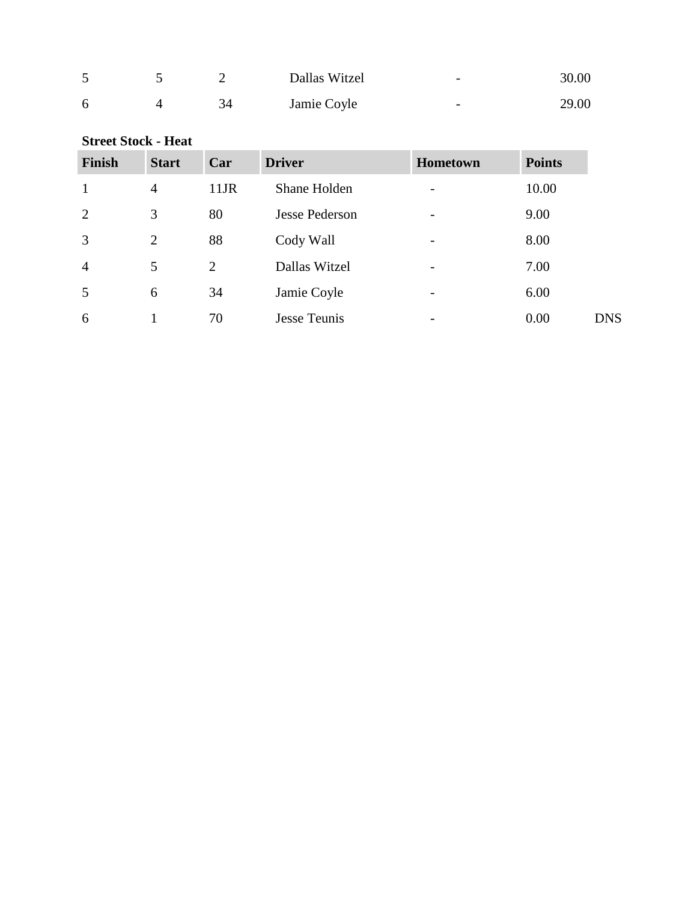| | | | | | |
|---|---|---|---|---|---|
| 5 | 5 | 2 | Dallas Witzel | - | 30.00 |
| 6 | 4 | 34 | Jamie Coyle | - | 29.00 |

**Street Stock - Heat**

| Finish | Start | Car | Driver | Hometown | Points | |
|---|---|---|---|---|---|---|
| 1 | 4 | 11JR | Shane Holden | - | 10.00 | |
| 2 | 3 | 80 | Jesse Pederson | - | 9.00 | |
| 3 | 2 | 88 | Cody Wall | - | 8.00 | |
| 4 | 5 | 2 | Dallas Witzel | - | 7.00 | |
| 5 | 6 | 34 | Jamie Coyle | - | 6.00 | |
| 6 | 1 | 70 | Jesse Teunis | - | 0.00 | DNS |